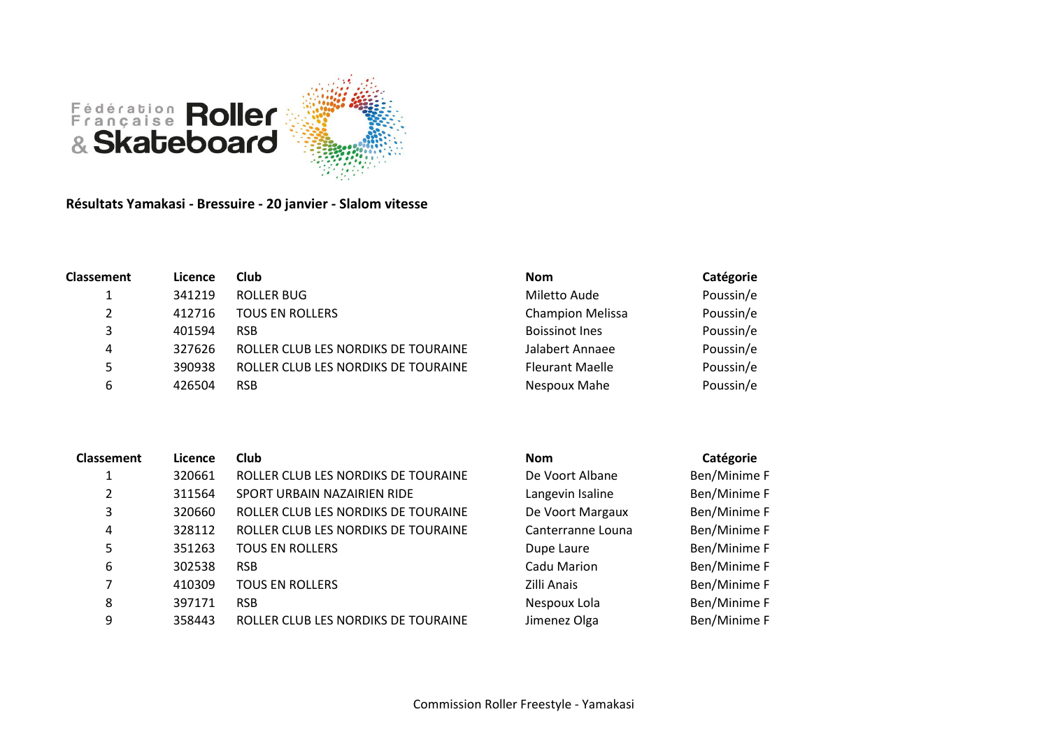**Résultats Yamakasi - Bressuire - 20 janvier - Slalom vitesse**

| Classement | Licence | Club | Nom | Catégorie |
|---|---|---|---|---|
| 1 | 341219 | ROLLER BUG | Miletto Aude | Poussin/e |
| 2 | 412716 | TOUS EN ROLLERS | Champion Melissa | Poussin/e |
| 3 | 401594 | RSB | Boissinot Ines | Poussin/e |
| 4 | 327626 | ROLLER CLUB LES NORDIKS DE TOURAINE | Jalabert Annaee | Poussin/e |
| 5 | 390938 | ROLLER CLUB LES NORDIKS DE TOURAINE | Fleurant Maelle | Poussin/e |
| 6 | 426504 | RSB | Nespoux Mahe | Poussin/e |

| Classement | Licence | Club | Nom | Catégorie |
|---|---|---|---|---|
| 1 | 320661 | ROLLER CLUB LES NORDIKS DE TOURAINE | De Voort Albane | Ben/Minime F |
| 2 | 311564 | SPORT URBAIN NAZAIRIEN RIDE | Langevin Isaline | Ben/Minime F |
| 3 | 320660 | ROLLER CLUB LES NORDIKS DE TOURAINE | De Voort Margaux | Ben/Minime F |
| 4 | 328112 | ROLLER CLUB LES NORDIKS DE TOURAINE | Canterranne Louna | Ben/Minime F |
| 5 | 351263 | TOUS EN ROLLERS | Dupe Laure | Ben/Minime F |
| 6 | 302538 | RSB | Cadu Marion | Ben/Minime F |
| 7 | 410309 | TOUS EN ROLLERS | Zilli Anais | Ben/Minime F |
| 8 | 397171 | RSB | Nespoux Lola | Ben/Minime F |
| 9 | 358443 | ROLLER CLUB LES NORDIKS DE TOURAINE | Jimenez Olga | Ben/Minime F |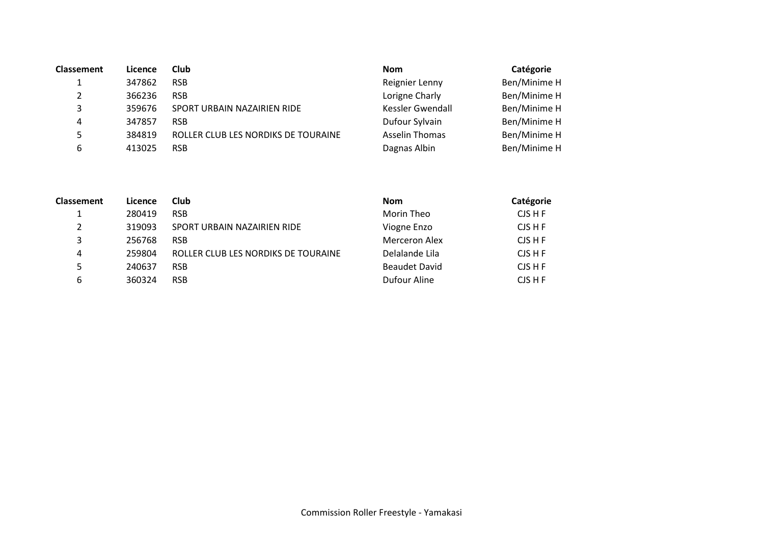| Classement | Licence | Club | Nom | Catégorie |
| --- | --- | --- | --- | --- |
| 1 | 347862 | RSB | Reignier Lenny | Ben/Minime H |
| 2 | 366236 | RSB | Lorigne Charly | Ben/Minime H |
| 3 | 359676 | SPORT URBAIN NAZAIRIEN RIDE | Kessler Gwendall | Ben/Minime H |
| 4 | 347857 | RSB | Dufour Sylvain | Ben/Minime H |
| 5 | 384819 | ROLLER CLUB LES NORDIKS DE TOURAINE | Asselin Thomas | Ben/Minime H |
| 6 | 413025 | RSB | Dagnas Albin | Ben/Minime H |

| Classement | Licence | Club | Nom | Catégorie |
| --- | --- | --- | --- | --- |
| 1 | 280419 | RSB | Morin Theo | CJS H F |
| 2 | 319093 | SPORT URBAIN NAZAIRIEN RIDE | Viogne Enzo | CJS H F |
| 3 | 256768 | RSB | Merceron Alex | CJS H F |
| 4 | 259804 | ROLLER CLUB LES NORDIKS DE TOURAINE | Delalande Lila | CJS H F |
| 5 | 240637 | RSB | Beaudet David | CJS H F |
| 6 | 360324 | RSB | Dufour Aline | CJS H F |

Commission Roller Freestyle - Yamakasi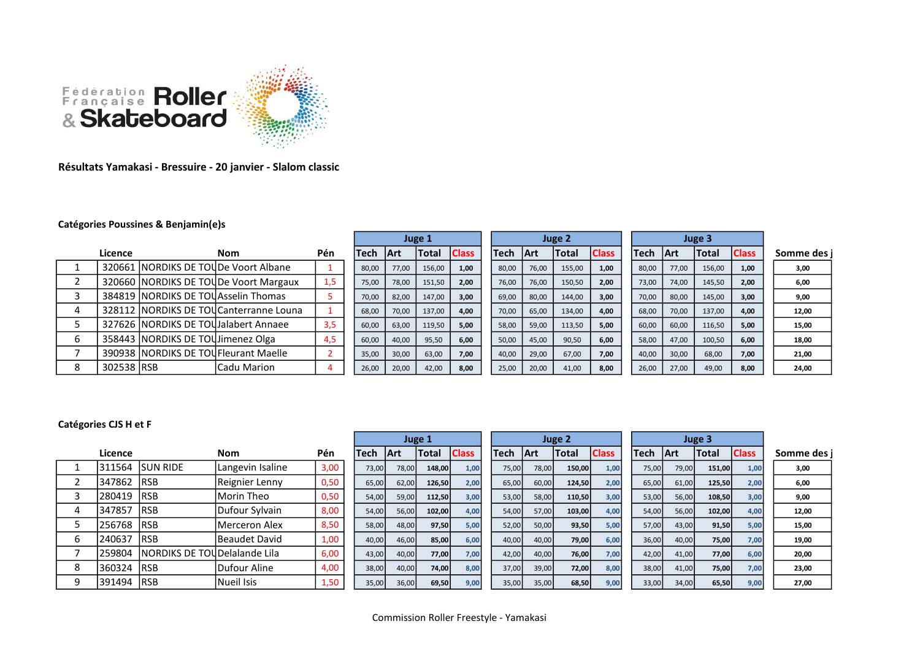Fédération Française Roller & Skateboard

**Résultats Yamakasi - Bressuire - 20 janvier - Slalom classic**

**Catégories Poussines & Benjamin(e)s**

| | Licence | | Nom | Pén | Juge 1 | | | | Juge 2 | | | | Juge 3 | | | | Somme des j |
|---|---|---|---|---|---|---|---|---|---|---|---|---|---|---|---|---|---|
| | | | | | Tech | Art | Total | Class | Tech | Art | Total | Class | Tech | Art | Total | Class | |
| 1 | 320661 | NORDIKS DE TOU | De Voort Albane | 1 | 80,00 | 77,00 | 156,00 | 1,00 | 80,00 | 76,00 | 155,00 | 1,00 | 80,00 | 77,00 | 156,00 | 1,00 | 3,00 |
| 2 | 320660 | NORDIKS DE TOU | De Voort Margaux | 1,5 | 75,00 | 78,00 | 151,50 | 2,00 | 76,00 | 76,00 | 150,50 | 2,00 | 73,00 | 74,00 | 145,50 | 2,00 | 6,00 |
| 3 | 384819 | NORDIKS DE TOU | Asselin Thomas | 5 | 70,00 | 82,00 | 147,00 | 3,00 | 69,00 | 80,00 | 144,00 | 3,00 | 70,00 | 80,00 | 145,00 | 3,00 | 9,00 |
| 4 | 328112 | NORDIKS DE TOU | Canterranne Louna | 1 | 68,00 | 70,00 | 137,00 | 4,00 | 70,00 | 65,00 | 134,00 | 4,00 | 68,00 | 70,00 | 137,00 | 4,00 | 12,00 |
| 5 | 327626 | NORDIKS DE TOU | Jalabert Annaee | 3,5 | 60,00 | 63,00 | 119,50 | 5,00 | 58,00 | 59,00 | 113,50 | 5,00 | 60,00 | 60,00 | 116,50 | 5,00 | 15,00 |
| 6 | 358443 | NORDIKS DE TOU | Jimenez Olga | 4,5 | 60,00 | 40,00 | 95,50 | 6,00 | 50,00 | 45,00 | 90,50 | 6,00 | 58,00 | 47,00 | 100,50 | 6,00 | 18,00 |
| 7 | 390938 | NORDIKS DE TOU | Fleurant Maelle | 2 | 35,00 | 30,00 | 63,00 | 7,00 | 40,00 | 29,00 | 67,00 | 7,00 | 40,00 | 30,00 | 68,00 | 7,00 | 21,00 |
| 8 | 302538 | RSB | Cadu Marion | 4 | 26,00 | 20,00 | 42,00 | 8,00 | 25,00 | 20,00 | 41,00 | 8,00 | 26,00 | 27,00 | 49,00 | 8,00 | 24,00 |

**Catégories CJS H et F**

| | Licence | | Nom | Pén | Juge 1 | | | | Juge 2 | | | | Juge 3 | | | | Somme des j |
|---|---|---|---|---|---|---|---|---|---|---|---|---|---|---|---|---|---|
| | | | | | Tech | Art | Total | Class | Tech | Art | Total | Class | Tech | Art | Total | Class | |
| 1 | 311564 | SUN RIDE | Langevin Isaline | 3,00 | 73,00 | 78,00 | 148,00 | 1,00 | 75,00 | 78,00 | 150,00 | 1,00 | 75,00 | 79,00 | 151,00 | 1,00 | 3,00 |
| 2 | 347862 | RSB | Reignier Lenny | 0,50 | 65,00 | 62,00 | 126,50 | 2,00 | 65,00 | 60,00 | 124,50 | 2,00 | 65,00 | 61,00 | 125,50 | 2,00 | 6,00 |
| 3 | 280419 | RSB | Morin Theo | 0,50 | 54,00 | 59,00 | 112,50 | 3,00 | 53,00 | 58,00 | 110,50 | 3,00 | 53,00 | 56,00 | 108,50 | 3,00 | 9,00 |
| 4 | 347857 | RSB | Dufour Sylvain | 8,00 | 54,00 | 56,00 | 102,00 | 4,00 | 54,00 | 57,00 | 103,00 | 4,00 | 54,00 | 56,00 | 102,00 | 4,00 | 12,00 |
| 5 | 256768 | RSB | Merceron Alex | 8,50 | 58,00 | 48,00 | 97,50 | 5,00 | 52,00 | 50,00 | 93,50 | 5,00 | 57,00 | 43,00 | 91,50 | 5,00 | 15,00 |
| 6 | 240637 | RSB | Beaudet David | 1,00 | 40,00 | 46,00 | 85,00 | 6,00 | 40,00 | 40,00 | 79,00 | 6,00 | 36,00 | 40,00 | 75,00 | 7,00 | 19,00 |
| 7 | 259804 | NORDIKS DE TOU | Delalande Lila | 6,00 | 43,00 | 40,00 | 77,00 | 7,00 | 42,00 | 40,00 | 76,00 | 7,00 | 42,00 | 41,00 | 77,00 | 6,00 | 20,00 |
| 8 | 360324 | RSB | Dufour Aline | 4,00 | 38,00 | 40,00 | 74,00 | 8,00 | 37,00 | 39,00 | 72,00 | 8,00 | 38,00 | 41,00 | 75,00 | 7,00 | 23,00 |
| 9 | 391494 | RSB | Nueil Isis | 1,50 | 35,00 | 36,00 | 69,50 | 9,00 | 35,00 | 35,00 | 68,50 | 9,00 | 33,00 | 34,00 | 65,50 | 9,00 | 27,00 |

Commission Roller Freestyle - Yamakasi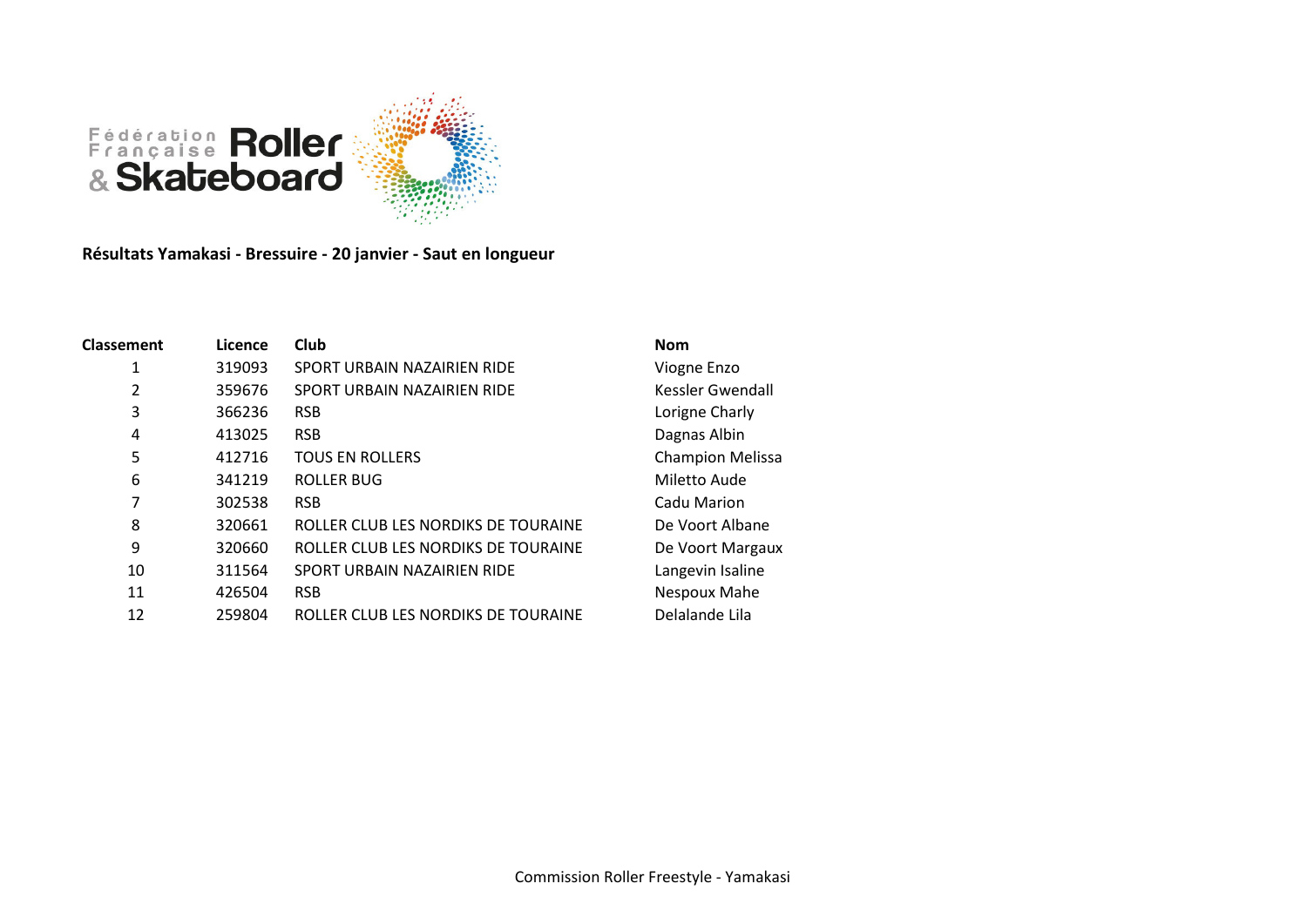**Résultats Yamakasi - Bressuire - 20 janvier - Saut en longueur**

| Classement | Licence | Club | Nom |
|---|---|---|---|
| 1 | 319093 | SPORT URBAIN NAZAIRIEN RIDE | Viogne Enzo |
| 2 | 359676 | SPORT URBAIN NAZAIRIEN RIDE | Kessler Gwendall |
| 3 | 366236 | RSB | Lorigne Charly |
| 4 | 413025 | RSB | Dagnas Albin |
| 5 | 412716 | TOUS EN ROLLERS | Champion Melissa |
| 6 | 341219 | ROLLER BUG | Miletto Aude |
| 7 | 302538 | RSB | Cadu Marion |
| 8 | 320661 | ROLLER CLUB LES NORDIKS DE TOURAINE | De Voort Albane |
| 9 | 320660 | ROLLER CLUB LES NORDIKS DE TOURAINE | De Voort Margaux |
| 10 | 311564 | SPORT URBAIN NAZAIRIEN RIDE | Langevin Isaline |
| 11 | 426504 | RSB | Nespoux Mahe |
| 12 | 259804 | ROLLER CLUB LES NORDIKS DE TOURAINE | Delalande Lila |